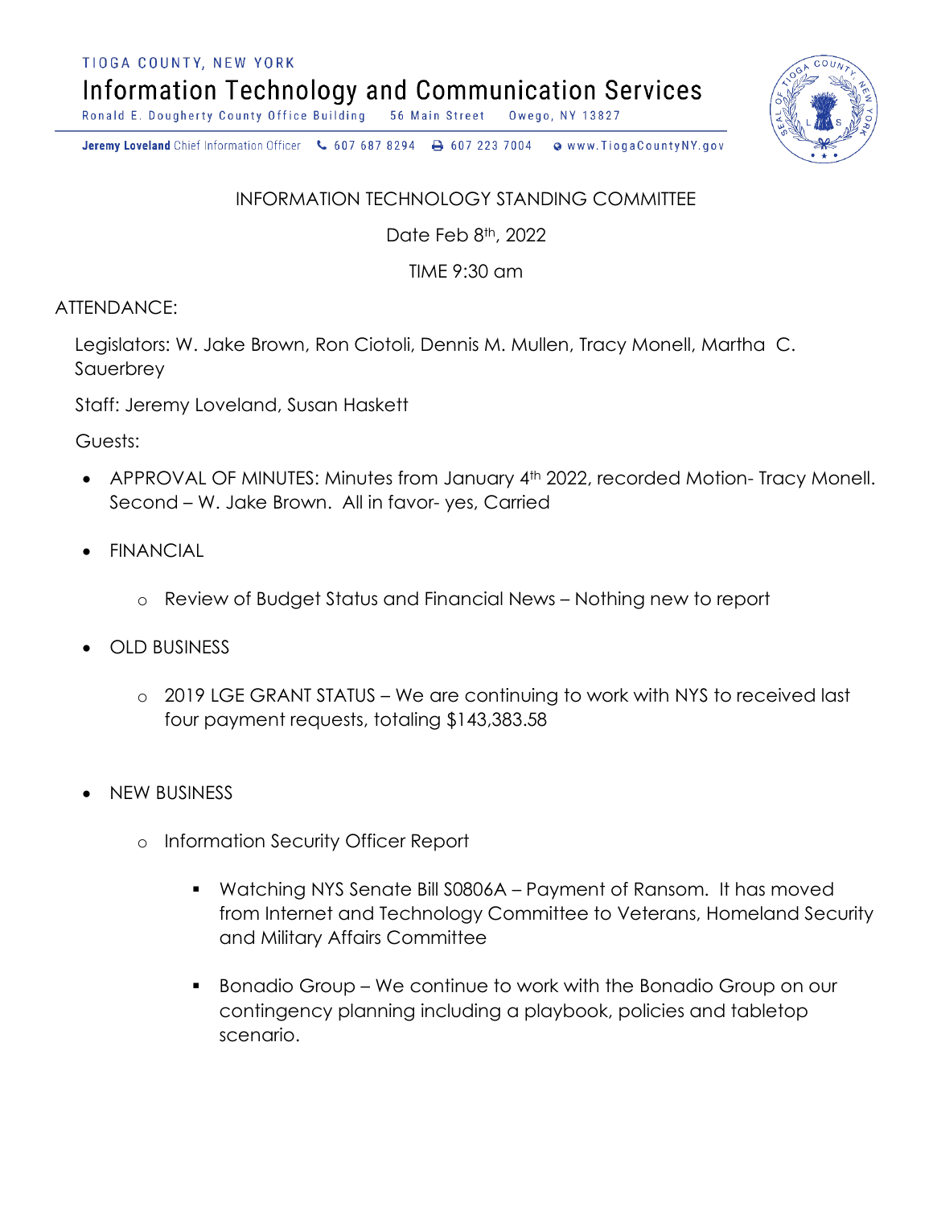TIOGA COUNTY, NEW YORK

Information Technology and Communication Services

Ronald E. Dougherty County Office Building 56 Main Street Owego, NY 13827

**Jeremy Loveland** Chief Information Officer 607 687 8294 607 223 7004 www.TiogaCountyNY.gov

INFORMATION TECHNOLOGY STANDING COMMITTEE

Date Feb 8th, 2022

TIME 9:30 am

ATTENDANCE:

Legislators: W. Jake Brown, Ron Ciotoli, Dennis M. Mullen, Tracy Monell, Martha C. Sauerbrey

Staff: Jeremy Loveland, Susan Haskett

Guests:

- APPROVAL OF MINUTES: Minutes from January 4th 2022, recorded Motion- Tracy Monell. Second – W. Jake Brown. All in favor- yes, Carried

- FINANCIAL
  - Review of Budget Status and Financial News – Nothing new to report

- OLD BUSINESS
  - 2019 LGE GRANT STATUS – We are continuing to work with NYS to received last four payment requests, totaling $143,383.58

- NEW BUSINESS
  - Information Security Officer Report
    - Watching NYS Senate Bill S0806A – Payment of Ransom. It has moved from Internet and Technology Committee to Veterans, Homeland Security and Military Affairs Committee
    - Bonadio Group – We continue to work with the Bonadio Group on our contingency planning including a playbook, policies and tabletop scenario.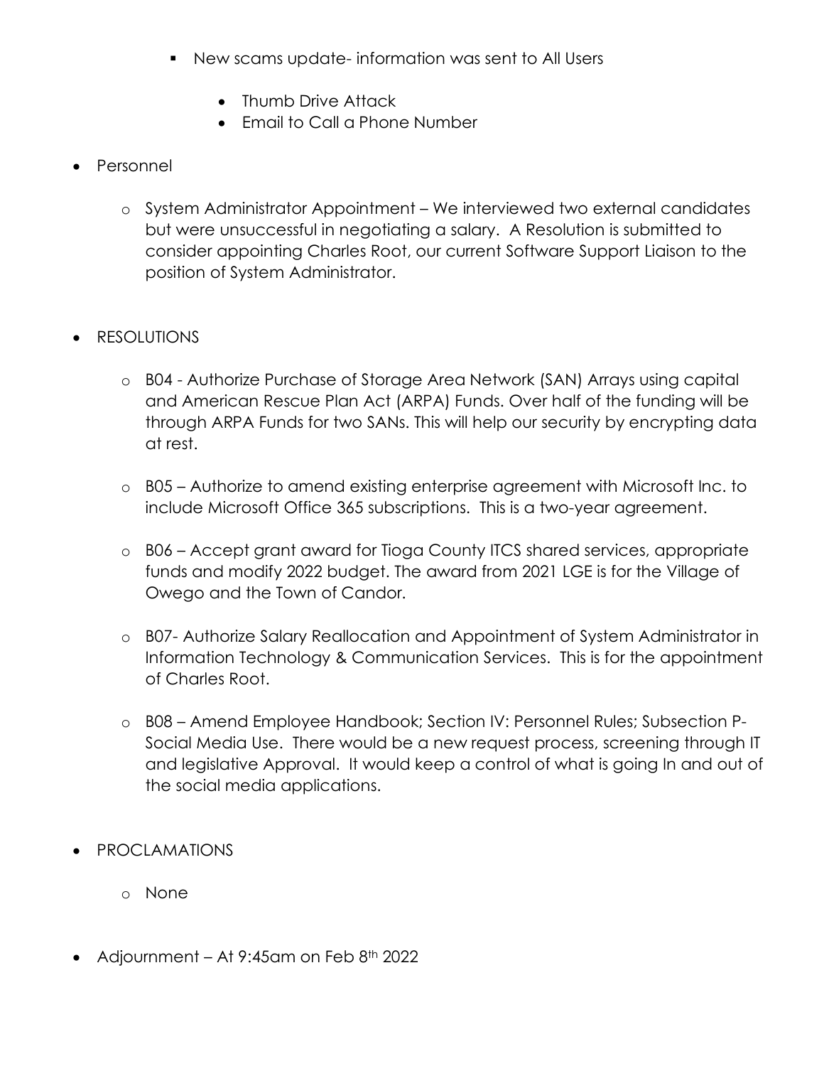- New scams update- information was sent to All Users
            - Thumb Drive Attack
            - Email to Call a Phone Number

- Personnel
    - System Administrator Appointment – We interviewed two external candidates but were unsuccessful in negotiating a salary. A Resolution is submitted to consider appointing Charles Root, our current Software Support Liaison to the position of System Administrator.

- RESOLUTIONS
    - B04 - Authorize Purchase of Storage Area Network (SAN) Arrays using capital and American Rescue Plan Act (ARPA) Funds. Over half of the funding will be through ARPA Funds for two SANs. This will help our security by encrypting data at rest.
    - B05 – Authorize to amend existing enterprise agreement with Microsoft Inc. to include Microsoft Office 365 subscriptions. This is a two-year agreement.
    - B06 – Accept grant award for Tioga County ITCS shared services, appropriate funds and modify 2022 budget. The award from 2021 LGE is for the Village of Owego and the Town of Candor.
    - B07- Authorize Salary Reallocation and Appointment of System Administrator in Information Technology & Communication Services. This is for the appointment of Charles Root.
    - B08 – Amend Employee Handbook; Section IV: Personnel Rules; Subsection P- Social Media Use. There would be a new request process, screening through IT and legislative Approval. It would keep a control of what is going In and out of the social media applications.

- PROCLAMATIONS
    - None

- Adjournment – At 9:45am on Feb 8th 2022